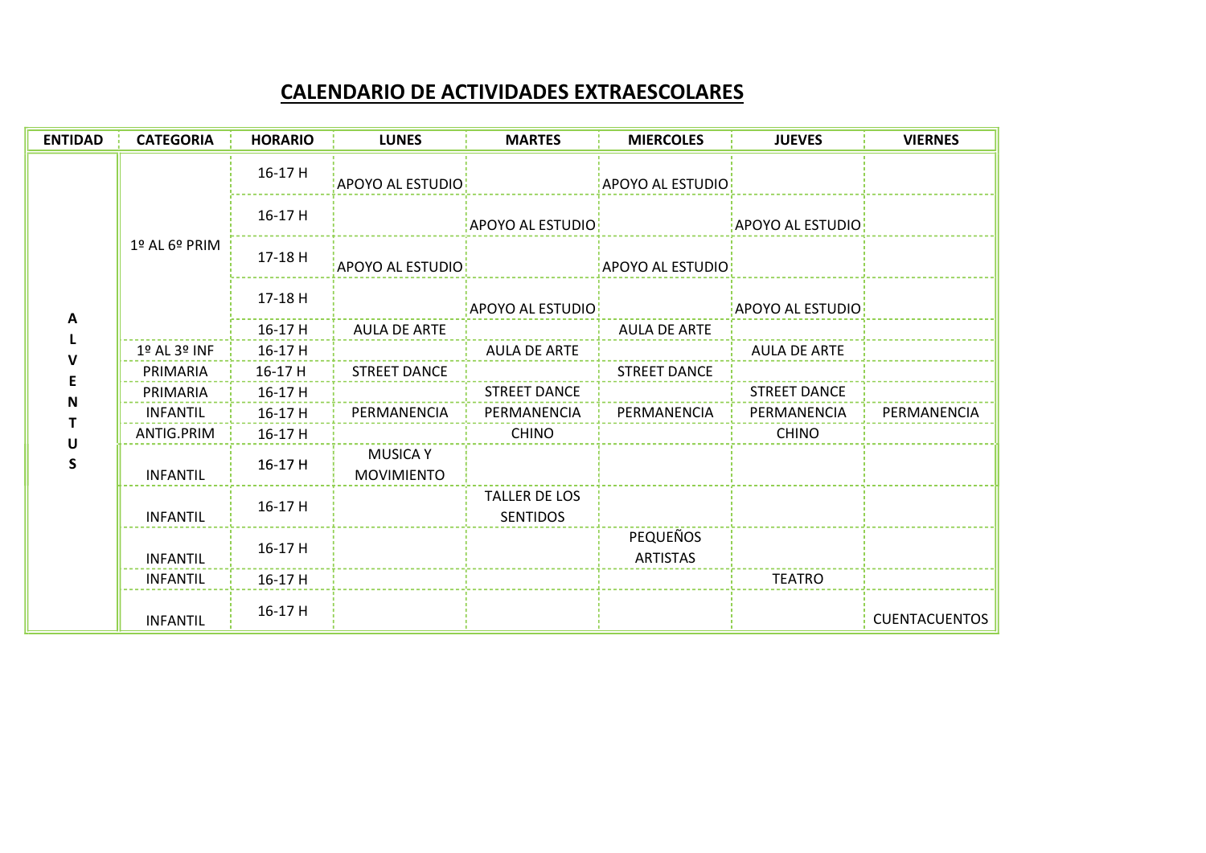# CALENDARIO DE ACTIVIDADES EXTRAESCOLARES

| ENTIDAD | CATEGORIA | HORARIO | LUNES | MARTES | MIERCOLES | JUEVES | VIERNES |
|---|---|---|---|---|---|---|---|
| ALVENTUS | 1º AL 6º PRIM | 16-17 H | APOYO AL ESTUDIO | | APOYO AL ESTUDIO | | |
| | | 16-17 H | | APOYO AL ESTUDIO | | APOYO AL ESTUDIO | |
| | | 17-18 H | APOYO AL ESTUDIO | | APOYO AL ESTUDIO | | |
| | | 17-18 H | | APOYO AL ESTUDIO | | APOYO AL ESTUDIO | |
| | | 16-17 H | AULA DE ARTE | | AULA DE ARTE | | |
| | 1º AL 3º INF | 16-17 H | | AULA DE ARTE | | AULA DE ARTE | |
| | PRIMARIA | 16-17 H | STREET DANCE | | STREET DANCE | | |
| | PRIMARIA | 16-17 H | | STREET DANCE | | STREET DANCE | |
| | INFANTIL | 16-17 H | PERMANENCIA | PERMANENCIA | PERMANENCIA | PERMANENCIA | PERMANENCIA |
| | ANTIG.PRIM | 16-17 H | | CHINO | | CHINO | |
| | INFANTIL | 16-17 H | MUSICA Y MOVIMIENTO | | | | |
| | INFANTIL | 16-17 H | | TALLER DE LOS SENTIDOS | | | |
| | INFANTIL | 16-17 H | | | PEQUEÑOS ARTISTAS | | |
| | INFANTIL | 16-17 H | | | | TEATRO | |
| | INFANTIL | 16-17 H | | | | | CUENTACUENTOS |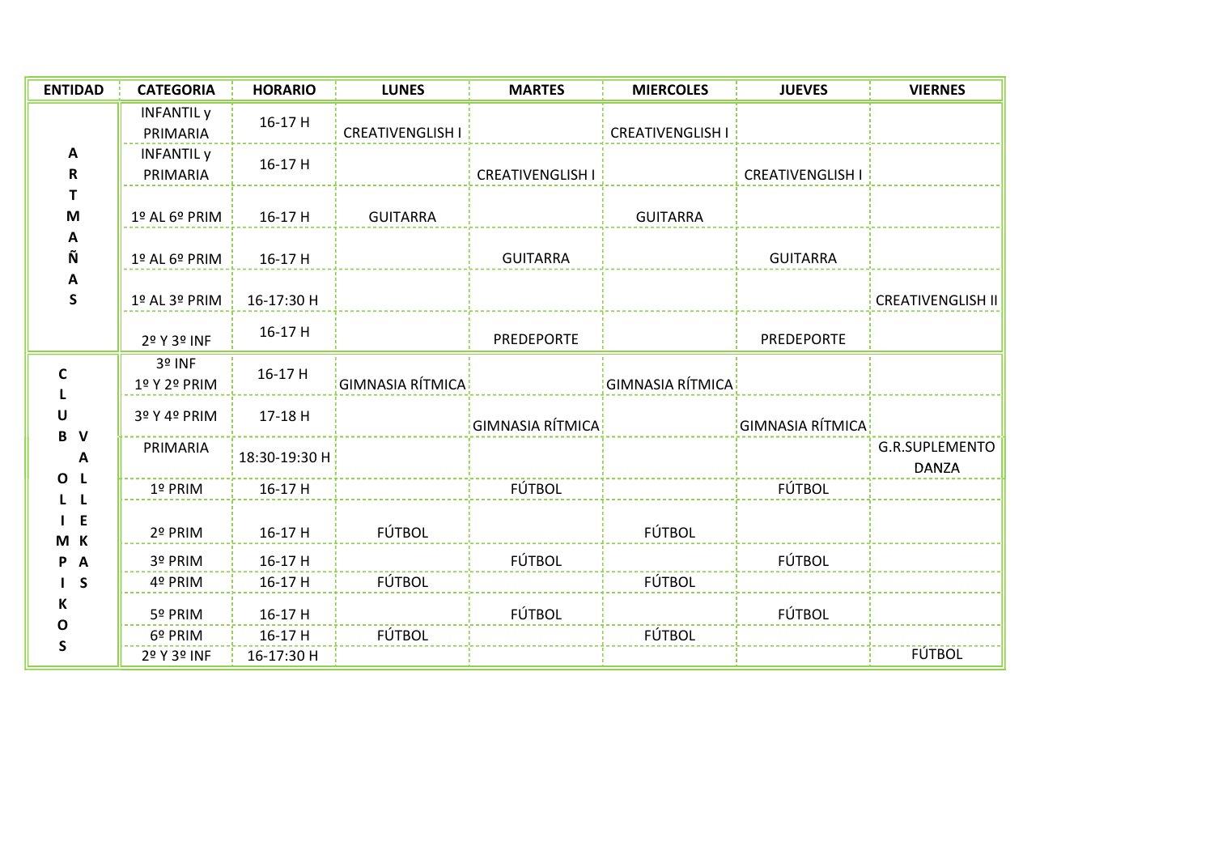| ENTIDAD | CATEGORIA | HORARIO | LUNES | MARTES | MIERCOLES | JUEVES | VIERNES |
| --- | --- | --- | --- | --- | --- | --- | --- |
| ARTMAÑAS | INFANTIL y PRIMARIA | 16-17 H | CREATIVENGLISH I | | CREATIVENGLISH I | | |
| | INFANTIL y PRIMARIA | 16-17 H | | CREATIVENGLISH I | | CREATIVENGLISH I | |
| | 1º AL 6º PRIM | 16-17 H | GUITARRA | | GUITARRA | | |
| | 1º AL 6º PRIM | 16-17 H | | GUITARRA | | GUITARRA | |
| | 1º AL 3º PRIM | 16-17:30 H | | | | | CREATIVENGLISH II |
| | 2º Y 3º INF | 16-17 H | | PREDEPORTE | | PREDEPORTE | |
| CLUB OLIMPIKOS VALLEKAS | 3º INF 1º Y 2º PRIM | 16-17 H | GIMNASIA RÍTMICA | | GIMNASIA RÍTMICA | | |
| | 3º Y 4º PRIM | 17-18 H | | GIMNASIA RÍTMICA | | GIMNASIA RÍTMICA | |
| | PRIMARIA | 18:30-19:30 H | | | | | G.R.SUPLEMENTO DANZA |
| | 1º PRIM | 16-17 H | | FÚTBOL | | FÚTBOL | |
| | 2º PRIM | 16-17 H | FÚTBOL | | FÚTBOL | | |
| | 3º PRIM | 16-17 H | | FÚTBOL | | FÚTBOL | |
| | 4º PRIM | 16-17 H | FÚTBOL | | FÚTBOL | | |
| | 5º PRIM | 16-17 H | | FÚTBOL | | FÚTBOL | |
| | 6º PRIM | 16-17 H | FÚTBOL | | FÚTBOL | | |
| | 2º Y 3º INF | 16-17:30 H | | | | | FÚTBOL |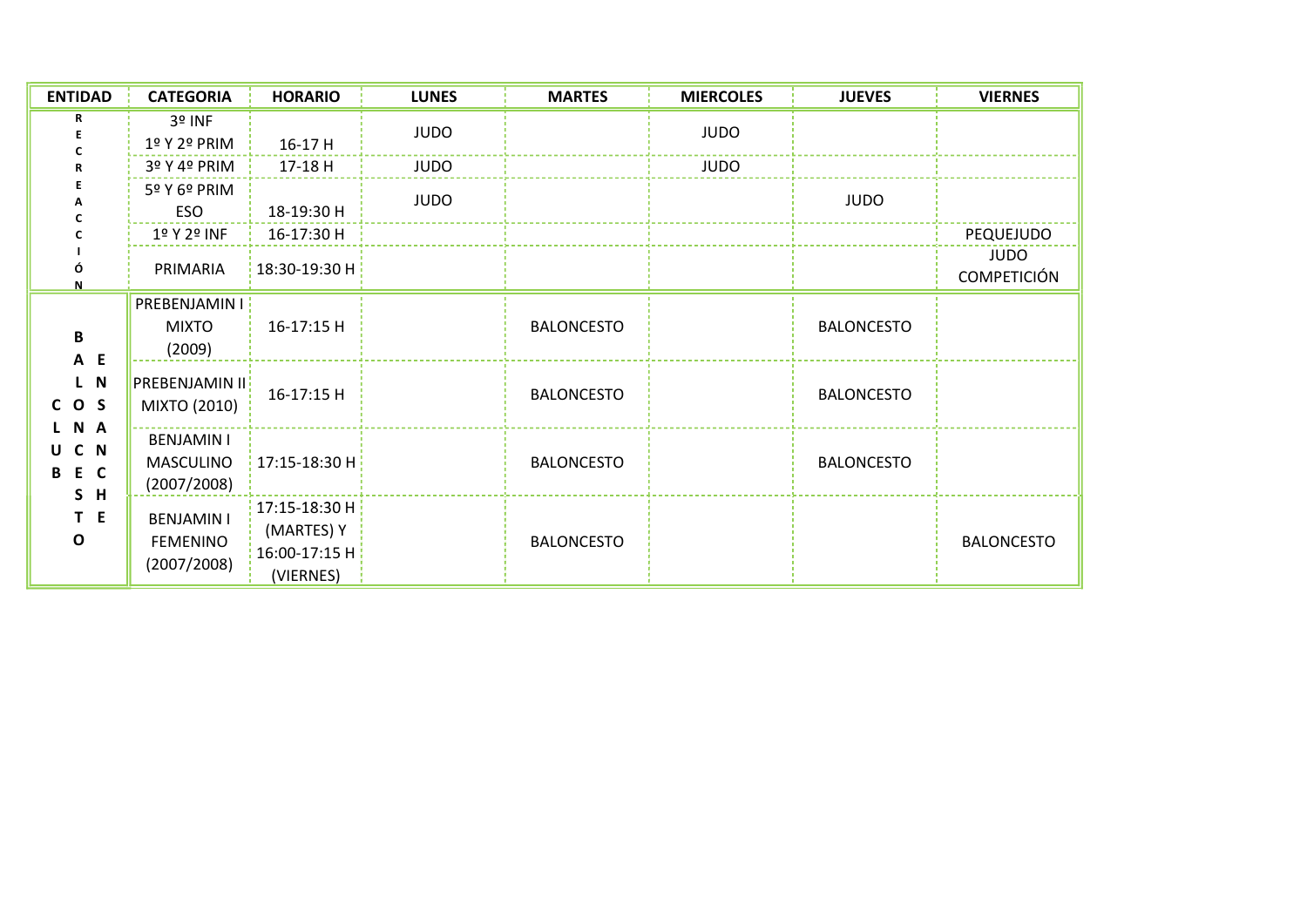| ENTIDAD | CATEGORIA | HORARIO | LUNES | MARTES | MIERCOLES | JUEVES | VIERNES |
|---|---|---|---|---|---|---|---|
| RECREACIÓN | 3º INF 1º Y 2º PRIM | 16-17 H | JUDO | | JUDO | | |
| | 3º Y 4º PRIM | 17-18 H | JUDO | | JUDO | | |
| | 5º Y 6º PRIM ESO | 18-19:30 H | JUDO | | | JUDO | |
| | 1º Y 2º INF | 16-17:30 H | | | | | PEQUEJUDO |
| | PRIMARIA | 18:30-19:30 H | | | | | JUDO COMPETICIÓN |
| CLUB BALONCESTO ENSANCHE | PREBENJAMIN I MIXTO (2009) | 16-17:15 H | | BALONCESTO | | BALONCESTO | |
| | PREBENJAMIN II MIXTO (2010) | 16-17:15 H | | BALONCESTO | | BALONCESTO | |
| | BENJAMIN I MASCULINO (2007/2008) | 17:15-18:30 H | | BALONCESTO | | BALONCESTO | |
| | BENJAMIN I FEMENINO (2007/2008) | 17:15-18:30 H (MARTES) Y 16:00-17:15 H (VIERNES) | | BALONCESTO | | | BALONCESTO |